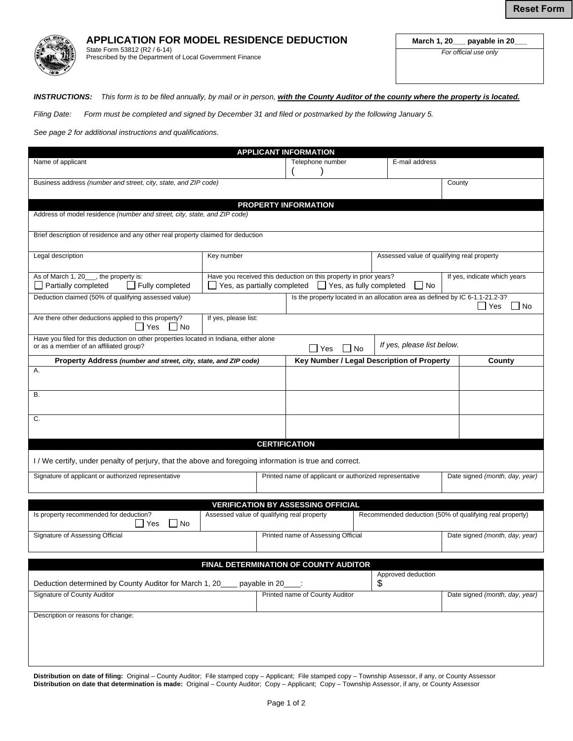Reset Form

# APPLICATION FOR MODEL RESIDENCE DEDUCTION

State Form 53812 (R2 / 6-14)
Prescribed by the Department of Local Government Finance

| March 1, 20___ payable in 20___ |
|---|
| *For official use only* |

***INSTRUCTIONS:*** *This form is to be filed annually, by mail or in person,* ***with the County Auditor of the county where the property is located.***

*Filing Date: Form must be completed and signed by December 31 and filed or postmarked by the following January 5.*

*See page 2 for additional instructions and qualifications.*

## APPLICANT INFORMATION

| Name of applicant | Telephone number ( ) | E-mail address |
|---|---|---|
| Business address *(number and street, city, state, and ZIP code)* | | County |

## PROPERTY INFORMATION

Address of model residence *(number and street, city, state, and ZIP code)*

Brief description of residence and any other real property claimed for deduction

| Legal description | Key number | Assessed value of qualifying real property |
|---|---|---|
| As of March 1, 20___, the property is: ☐ Partially completed ☐ Fully completed | Have you received this deduction on this property in prior years? ☐ Yes, as partially completed ☐ Yes, as fully completed ☐ No | If yes, indicate which years |

| Deduction claimed (50% of qualifying assessed value) | Is the property located in an allocation area as defined by IC 6-1.1-21.2-3? ☐ Yes ☐ No |
|---|---|
| Are there other deductions applied to this property? ☐ Yes ☐ No | If yes, please list: |

Have you filed for this deduction on other properties located in Indiana, either alone or as a member of an affiliated group? ☐ Yes ☐ No *If yes, please list below.*

| Property Address *(number and street, city, state, and ZIP code)* | Key Number / Legal Description of Property | County |
|---|---|---|
| A. | | |
| B. | | |
| C. | | |

## CERTIFICATION

I / We certify, under penalty of perjury, that the above and foregoing information is true and correct.

| Signature of applicant or authorized representative | Printed name of applicant or authorized representative | Date signed *(month, day, year)* |
|---|---|---|
| | | |

## VERIFICATION BY ASSESSING OFFICIAL

| Is property recommended for deduction? ☐ Yes ☐ No | Assessed value of qualifying real property | Recommended deduction (50% of qualifying real property) |
|---|---|---|
| Signature of Assessing Official | Printed name of Assessing Official | Date signed *(month, day, year)* |

## FINAL DETERMINATION OF COUNTY AUDITOR

| Deduction determined by County Auditor for March 1, 20____ payable in 20____: | | Approved deduction $ |
|---|---|---|
| Signature of County Auditor | Printed name of County Auditor | Date signed *(month, day, year)* |

Description or reasons for change:

**Distribution on date of filing:** Original – County Auditor; File stamped copy – Applicant; File stamped copy – Township Assessor, if any, or County Assessor
**Distribution on date that determination is made:** Original – County Auditor; Copy – Applicant; Copy – Township Assessor, if any, or County Assessor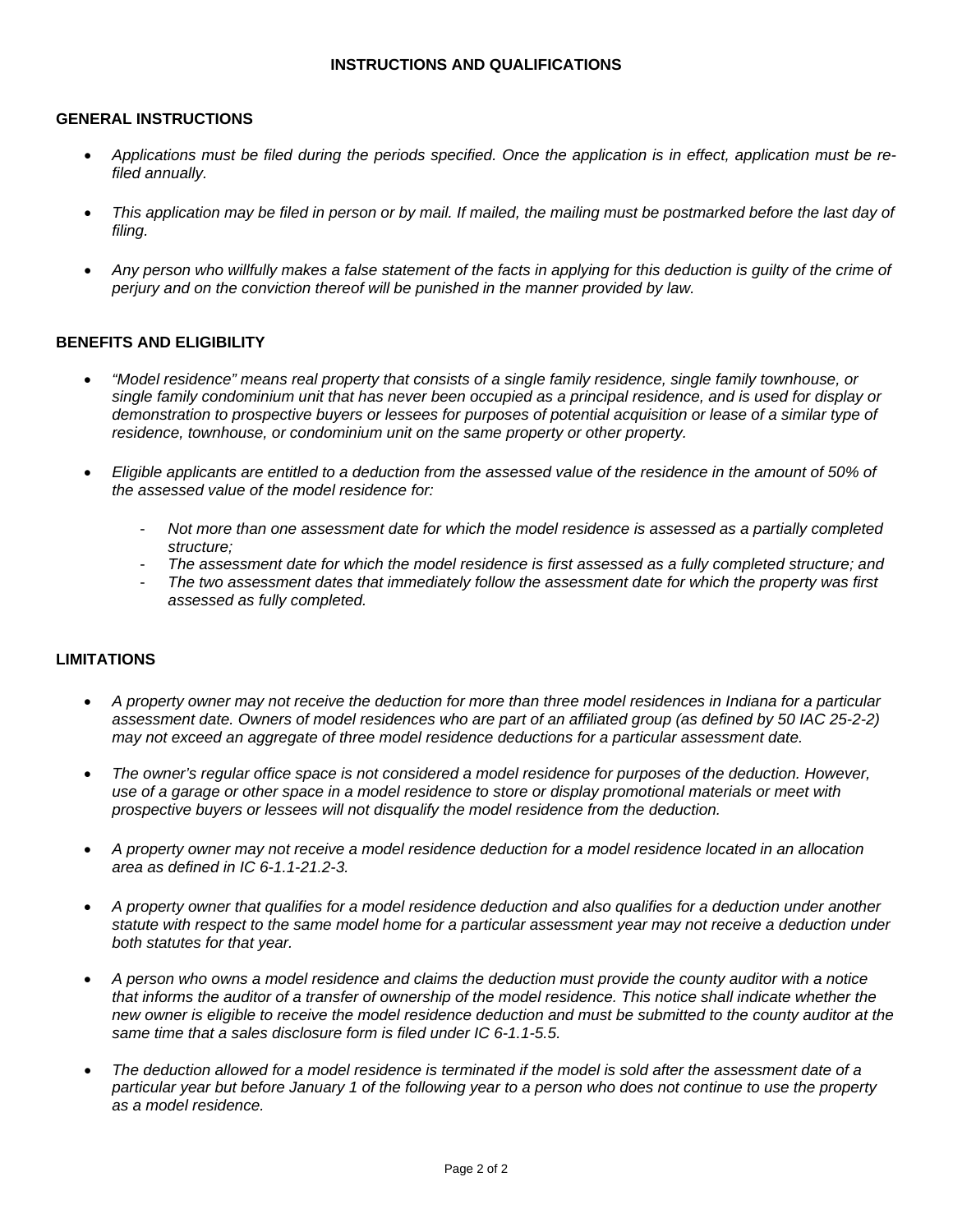# INSTRUCTIONS AND QUALIFICATIONS

## GENERAL INSTRUCTIONS

- *Applications must be filed during the periods specified. Once the application is in effect, application must be re-filed annually.*

- *This application may be filed in person or by mail. If mailed, the mailing must be postmarked before the last day of filing.*

- *Any person who willfully makes a false statement of the facts in applying for this deduction is guilty of the crime of perjury and on the conviction thereof will be punished in the manner provided by law.*

## BENEFITS AND ELIGIBILITY

- *"Model residence" means real property that consists of a single family residence, single family townhouse, or single family condominium unit that has never been occupied as a principal residence, and is used for display or demonstration to prospective buyers or lessees for purposes of potential acquisition or lease of a similar type of residence, townhouse, or condominium unit on the same property or other property.*

- *Eligible applicants are entitled to a deduction from the assessed value of the residence in the amount of 50% of the assessed value of the model residence for:*

  - *Not more than one assessment date for which the model residence is assessed as a partially completed structure;*
  - *The assessment date for which the model residence is first assessed as a fully completed structure; and*
  - *The two assessment dates that immediately follow the assessment date for which the property was first assessed as fully completed.*

## LIMITATIONS

- *A property owner may not receive the deduction for more than three model residences in Indiana for a particular assessment date. Owners of model residences who are part of an affiliated group (as defined by 50 IAC 25-2-2) may not exceed an aggregate of three model residence deductions for a particular assessment date.*

- *The owner's regular office space is not considered a model residence for purposes of the deduction. However, use of a garage or other space in a model residence to store or display promotional materials or meet with prospective buyers or lessees will not disqualify the model residence from the deduction.*

- *A property owner may not receive a model residence deduction for a model residence located in an allocation area as defined in IC 6-1.1-21.2-3.*

- *A property owner that qualifies for a model residence deduction and also qualifies for a deduction under another statute with respect to the same model home for a particular assessment year may not receive a deduction under both statutes for that year.*

- *A person who owns a model residence and claims the deduction must provide the county auditor with a notice that informs the auditor of a transfer of ownership of the model residence. This notice shall indicate whether the new owner is eligible to receive the model residence deduction and must be submitted to the county auditor at the same time that a sales disclosure form is filed under IC 6-1.1-5.5.*

- *The deduction allowed for a model residence is terminated if the model is sold after the assessment date of a particular year but before January 1 of the following year to a person who does not continue to use the property as a model residence.*